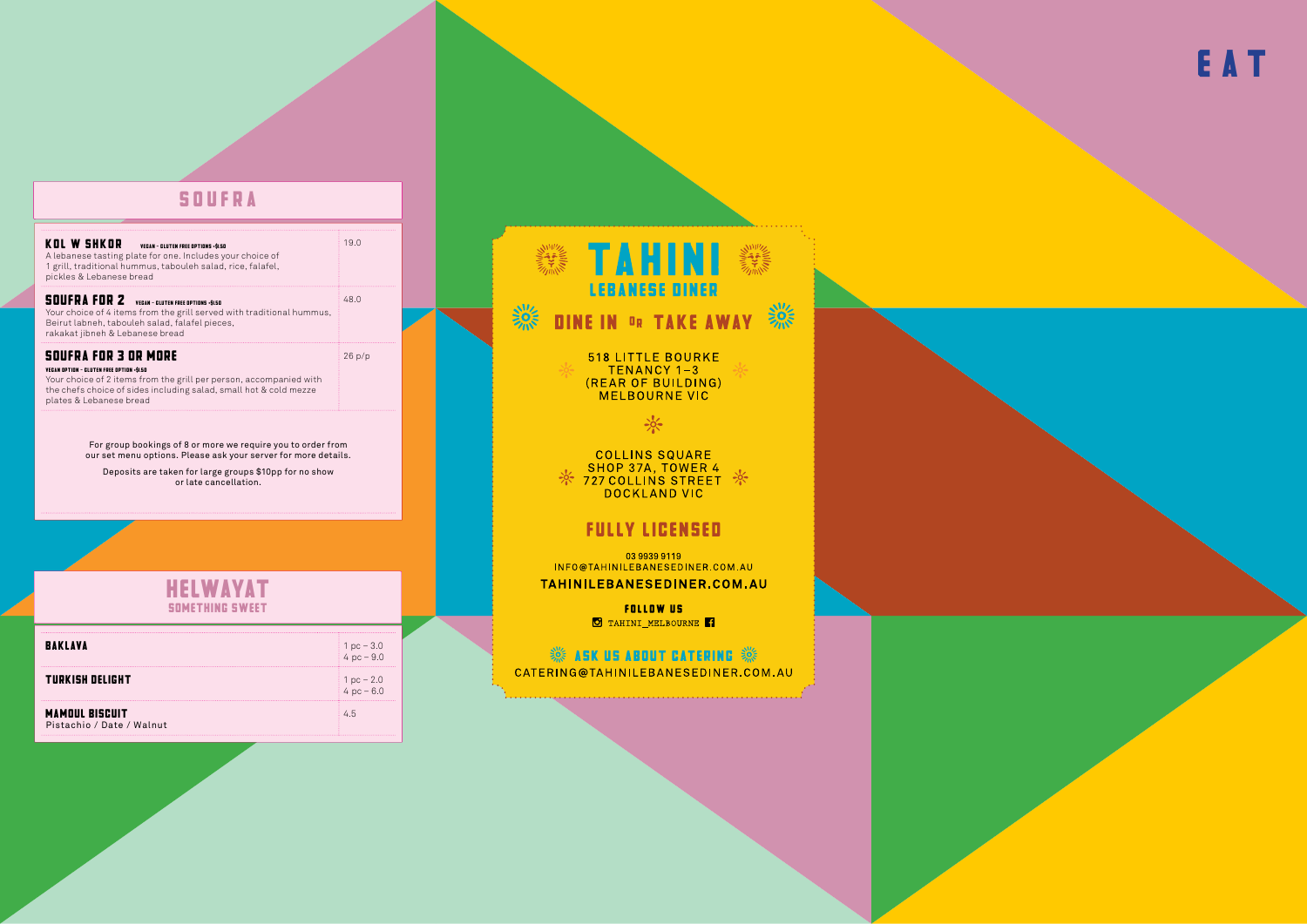# SOUFRA

| Item | Price |
|---|---|
| **KOL W SHKOR** VEGAN – GLUTEN FREE OPTIONS +$1.50<br>A lebanese tasting plate for one. Includes your choice of 1 grill, traditional hummus, tabouleh salad, rice, falafel, pickles & Lebanese bread | 19.0 |
| **SOUFRA FOR 2** VEGAN – GLUTEN FREE OPTIONS +$1.50<br>Your choice of 4 items from the grill served with traditional hummus, Beirut labneh, tabouleh salad, falafel pieces, rakakat jibneh & Lebanese bread | 48.0 |
| **SOUFRA FOR 3 OR MORE**<br>VEGAN OPTION – GLUTEN FREE OPTION +$1.50<br>Your choice of 2 items from the grill per person, accompanied with the chefs choice of sides including salad, small hot & cold mezze plates & Lebanese bread | 26 p/p |

For group bookings of 8 or more we require you to order from our set menu options. Please ask your server for more details.

Deposits are taken for large groups $10pp for no show or late cancellation.

# HELWAYAT

## SOMETHING SWEET

| Item | Price |
|---|---|
| **BAKLAVA** | 1 pc – 3.0<br>4 pc – 9.0 |
| **TURKISH DELIGHT** | 1 pc – 2.0<br>4 pc – 6.0 |
| **MAMOUL BISCUIT**<br>Pistachio / Date / Walnut | 4.5 |

# TAHINI

## LEBANESE DINER

### DINE IN OR TAKE AWAY

518 LITTLE BOURKE
TENANCY 1–3
(REAR OF BUILDING)
MELBOURNE VIC

COLLINS SQUARE
SHOP 37A, TOWER 4
727 COLLINS STREET
DOCKLAND VIC

### FULLY LICENSED

03 9939 9119
INFO@TAHINILEBANESEDINER.COM.AU

**TAHINILEBANESEDINER.COM.AU**

**FOLLOW US**
TAHINI_MELBOURNE

**ASK US ABOUT CATERING**
CATERING@TAHINILEBANESEDINER.COM.AU

# EAT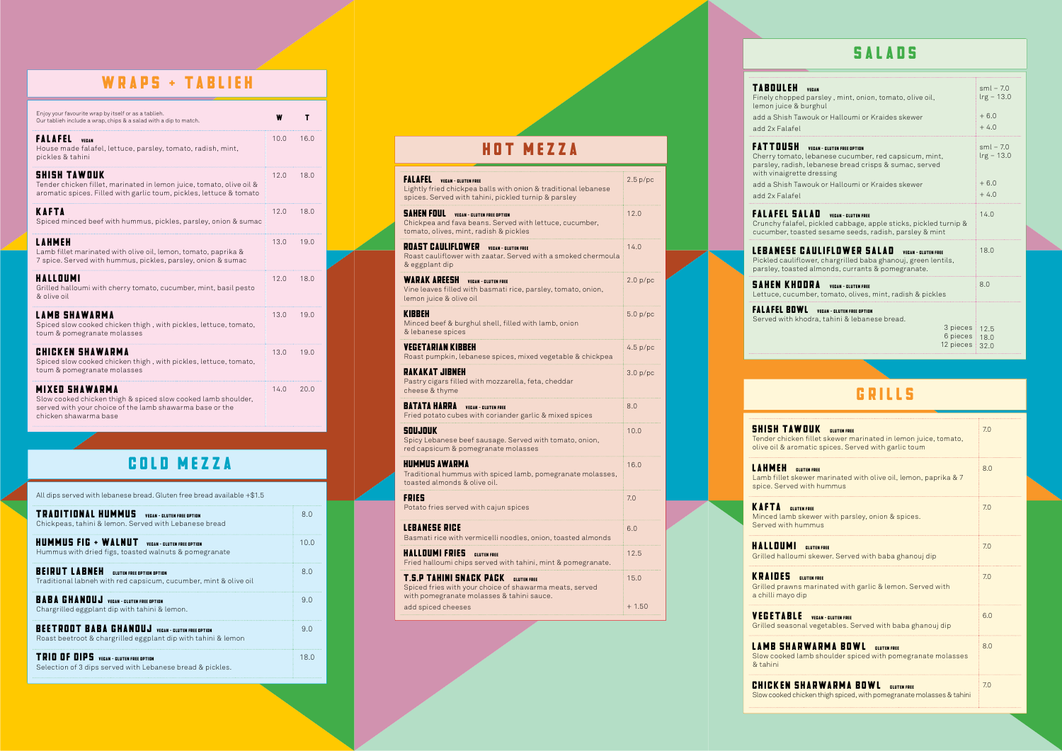## WRAPS + TABLIEH

Enjoy your favourite wrap by itself or as a tablieh.
Our tablieh include a wrap, chips & a salad with a dip to match.

| | W | T |
|---|---|---|
| **FALAFEL** VEGAN<br>House made falafel, lettuce, parsley, tomato, radish, mint, pickles & tahini | 10.0 | 16.0 |
| **SHISH TAWOUK**<br>Tender chicken fillet, marinated in lemon juice, tomato, olive oil & aromatic spices. Filled with garlic toum, pickles, lettuce & tomato | 12.0 | 18.0 |
| **KAFTA**<br>Spiced minced beef with hummus, pickles, parsley, onion & sumac | 12.0 | 18.0 |
| **LAHMEH**<br>Lamb fillet marinated with olive oil, lemon, tomato, paprika & 7 spice. Served with hummus, pickles, parsley, onion & sumac | 13.0 | 19.0 |
| **HALLOUMI**<br>Grilled halloumi with cherry tomato, cucumber, mint, basil pesto & olive oil | 12.0 | 18.0 |
| **LAMB SHAWARMA**<br>Spiced slow cooked chicken thigh , with pickles, lettuce, tomato, toum & pomegranate molasses | 13.0 | 19.0 |
| **CHICKEN SHAWARMA**<br>Spiced slow cooked chicken thigh , with pickles, lettuce, tomato, toum & pomegranate molasses | 13.0 | 19.0 |
| **MIXED SHAWARMA**<br>Slow cooked chicken thigh & spiced slow cooked lamb shoulder, served with your choice of the lamb shawarma base or the chicken shawarma base | 14.0 | 20.0 |

## COLD MEZZA

All dips served with lebanese bread. Gluten free bread available +$1.5

| | |
|---|---|
| **TRADITIONAL HUMMUS** VEGAN - GLUTEN FREE OPTION<br>Chickpeas, tahini & lemon. Served with Lebanese bread | 8.0 |
| **HUMMUS FIG + WALNUT** VEGAN - GLUTEN FREE OPTION<br>Hummus with dried figs, toasted walnuts & pomegranate | 10.0 |
| **BEIRUT LABNEH** GLUTEN FREE OPTION OPTION<br>Traditional labneh with red capsicum, cucumber, mint & olive oil | 8.0 |
| **BABA GHANOUJ** VEGAN - GLUTEN FREE OPTION<br>Chargrilled eggplant dip with tahini & lemon. | 9.0 |
| **BEETROOT BABA GHANOUJ** VEGAN - GLUTEN FREE OPTION<br>Roast beetroot & chargrilled eggplant dip with tahini & lemon | 9.0 |
| **TRIO OF DIPS** VEGAN - GLUTEN FREE OPTION<br>Selection of 3 dips served with Lebanese bread & pickles. | 18.0 |

## HOT MEZZA

| | |
|---|---|
| **FALAFEL** VEGAN - GLUTEN FREE<br>Lightly fried chickpea balls with onion & traditional lebanese spices. Served with tahini, pickled turnip & parsley | 2.5 p/pc |
| **SAHEN FOUL** VEGAN - GLUTEN FREE OPTION<br>Chickpea and fava beans. Served with lettuce, cucumber, tomato, olives, mint, radish & pickles | 12.0 |
| **ROAST CAULIFLOWER** VEGAN - GLUTEN FREE<br>Roast cauliflower with zaatar. Served with a smoked chermoula & eggplant dip | 14.0 |
| **WARAK AREESH** VEGAN - GLUTEN FREE<br>Vine leaves filled with basmati rice, parsley, tomato, onion, lemon juice & olive oil | 2.0 p/pc |
| **KIBBEH**<br>Minced beef & burghul shell, filled with lamb, onion & lebanese spices | 5.0 p/pc |
| **VEGETARIAN KIBBEH**<br>Roast pumpkin, lebanese spices, mixed vegetable & chickpea | 4.5 p/pc |
| **RAKAKAT JIBNEH**<br>Pastry cigars filled with mozzarella, feta, cheddar cheese & thyme | 3.0 p/pc |
| **BATATA HARRA** VEGAN - GLUTEN FREE<br>Fried potato cubes with coriander garlic & mixed spices | 8.0 |
| **SOUJOUK**<br>Spicy Lebanese beef sausage. Served with tomato, onion, red capsicum & pomegranate molasses | 10.0 |
| **HUMMUS AWARMA**<br>Traditional hummus with spiced lamb, pomegranate molasses, toasted almonds & olive oil. | 16.0 |
| **FRIES**<br>Potato fries served with cajun spices | 7.0 |
| **LEBANESE RICE**<br>Basmati rice with vermicelli noodles, onion, toasted almonds | 6.0 |
| **HALLOUMI FRIES** GLUTEN FREE<br>Fried halloumi chips served with tahini, mint & pomegranate. | 12.5 |
| **T.S.P TAHINI SNACK PACK** GLUTEN FREE<br>Spiced fries with your choice of shawarma meats, served with pomegranate molasses & tahini sauce. | 15.0 |
| add spiced cheeses | + 1.50 |

## SALADS

| | |
|---|---|
| **TABOULEH** VEGAN<br>Finely chopped parsley , mint, onion, tomato, olive oil, lemon juice & burghul | sml – 7.0<br>lrg – 13.0 |
| add a Shish Tawouk or Halloumi or Kraides skewer | + 6.0 |
| add 2x Falafel | + 4.0 |
| **FATTOUSH** VEGAN - GLUTEN FREE OPTION<br>Cherry tomato, lebanese cucumber, red capsicum, mint, parsley, radish, lebanese bread crisps & sumac, served with vinaigrette dressing | sml – 7.0<br>lrg – 13.0 |
| add a Shish Tawouk or Halloumi or Kraides skewer | + 6.0 |
| add 2x Falafel | + 4.0 |
| **FALAFEL SALAD** VEGAN - GLUTEN FREE<br>Crunchy falafel, pickled cabbage, apple sticks, pickled turnip & cucumber, toasted sesame seeds, radish, parsley & mint | 14.0 |
| **LEBANESE CAULIFLOWER SALAD** VEGAN - GLUTEN FREE<br>Pickled cauliflower, chargrilled baba ghanouj, green lentils, parsley, toasted almonds, currants & pomegranate. | 18.0 |
| **SAHEN KHODRA** VEGAN - GLUTEN FREE<br>Lettuce, cucumber, tomato, olives, mint, radish & pickles | 8.0 |
| **FALAFEL BOWL** VEGAN - GLUTEN FREE OPTION<br>Served with khodra, tahini & lebanese bread. | |
| 3 pieces | 12.5 |
| 6 pieces | 18.0 |
| 12 pieces | 32.0 |

## GRILLS

| | |
|---|---|
| **SHISH TAWOUK** GLUTEN FREE<br>Tender chicken fillet skewer marinated in lemon juice, tomato, olive oil & aromatic spices. Served with garlic toum | 7.0 |
| **LAHMEH** GLUTEN FREE<br>Lamb fillet skewer marinated with olive oil, lemon, paprika & 7 spice. Served with hummus | 8.0 |
| **KAFTA** GLUTEN FREE<br>Minced lamb skewer with parsley, onion & spices. Served with hummus | 7.0 |
| **HALLOUMI** GLUTEN FREE<br>Grilled halloumi skewer. Served with baba ghanouj dip | 7.0 |
| **KRAIDES** GLUTEN FREE<br>Grilled prawns marinated with garlic & lemon. Served with a chilli mayo dip | 7.0 |
| **VEGETABLE** VEGAN - GLUTEN FREE<br>Grilled seasonal vegetables. Served with baba ghanouj dip | 6.0 |
| **LAMB SHARWARMA BOWL** GLUTEN FREE<br>Slow cooked lamb shoulder spiced with pomegranate molasses & tahini | 8.0 |
| **CHICKEN SHARWARMA BOWL** GLUTEN FREE<br>Slow cooked chicken thigh spiced, with pomegranate molasses & tahini | 7.0 |